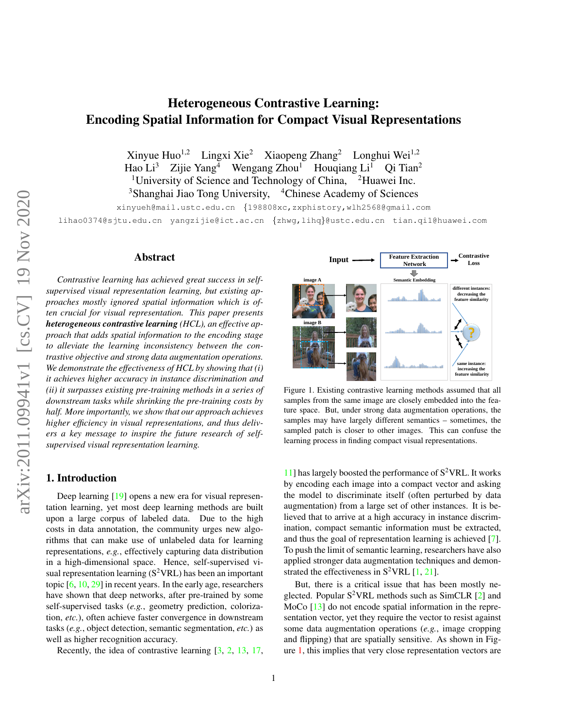# Heterogeneous Contrastive Learning: Encoding Spatial Information for Compact Visual Representations

Xinyue Huo[1,2] Lingxi Xie[2] Xiaopeng Zhang[2] Longhui Wei[1,2]
Hao Li[3] Zijie Yang[4] Wengang Zhou[1] Houqiang Li[1] Qi Tian[2]
[1]University of Science and Technology of China, [2]Huawei Inc.
[3]Shanghai Jiao Tong University, [4]Chinese Academy of Sciences

xinyueh@mail.ustc.edu.cn {198808xc,zxphistory,wlh2568@gmail.com
lihao0374@sjtu.edu.cn yangzijie@ict.ac.cn {zhwg,lihq}@ustc.edu.cn tian.qi1@huawei.com

## Abstract

*Contrastive learning has achieved great success in self-supervised visual representation learning, but existing approaches mostly ignored spatial information which is often crucial for visual representation. This paper presents **heterogeneous contrastive learning** (HCL), an effective approach that adds spatial information to the encoding stage to alleviate the learning inconsistency between the contrastive objective and strong data augmentation operations. We demonstrate the effectiveness of HCL by showing that (i) it achieves higher accuracy in instance discrimination and (ii) it surpasses existing pre-training methods in a series of downstream tasks while shrinking the pre-training costs by half. More importantly, we show that our approach achieves higher efficiency in visual representations, and thus delivers a key message to inspire the future research of self-supervised visual representation learning.*

## 1. Introduction

Deep learning [19] opens a new era for visual representation learning, yet most deep learning methods are built upon a large corpus of labeled data. Due to the high costs in data annotation, the community urges new algorithms that can make use of unlabeled data for learning representations, *e.g.*, effectively capturing data distribution in a high-dimensional space. Hence, self-supervised visual representation learning ($S^2$VRL) has been an important topic [6, 10, 29] in recent years. In the early age, researchers have shown that deep networks, after pre-trained by some self-supervised tasks (*e.g.*, geometry prediction, colorization, *etc.*), often achieve faster convergence in downstream tasks (*e.g.*, object detection, semantic segmentation, *etc.*) as well as higher recognition accuracy.

Recently, the idea of contrastive learning [3, 2, 13, 17, 11] has largely boosted the performance of $S^2$VRL. It works by encoding each image into a compact vector and asking the model to discriminate itself (often perturbed by data augmentation) from a large set of other instances. It is believed that to arrive at a high accuracy in instance discrimination, compact semantic information must be extracted, and thus the goal of representation learning is achieved [7]. To push the limit of semantic learning, researchers have also applied stronger data augmentation techniques and demonstrated the effectiveness in $S^2$VRL [1, 21].

But, there is a critical issue that has been mostly neglected. Popular $S^2$VRL methods such as SimCLR [2] and MoCo [13] do not encode spatial information in the representation vector, yet they require the vector to resist against some data augmentation operations (*e.g.*, image cropping and flipping) that are spatially sensitive. As shown in Figure 1, this implies that very close representation vectors are

Figure 1. Existing contrastive learning methods assumed that all samples from the same image are closely embedded into the feature space. But, under strong data augmentation operations, the samples may have largely different semantics – sometimes, the sampled patch is closer to other images. This can confuse the learning process in finding compact visual representations.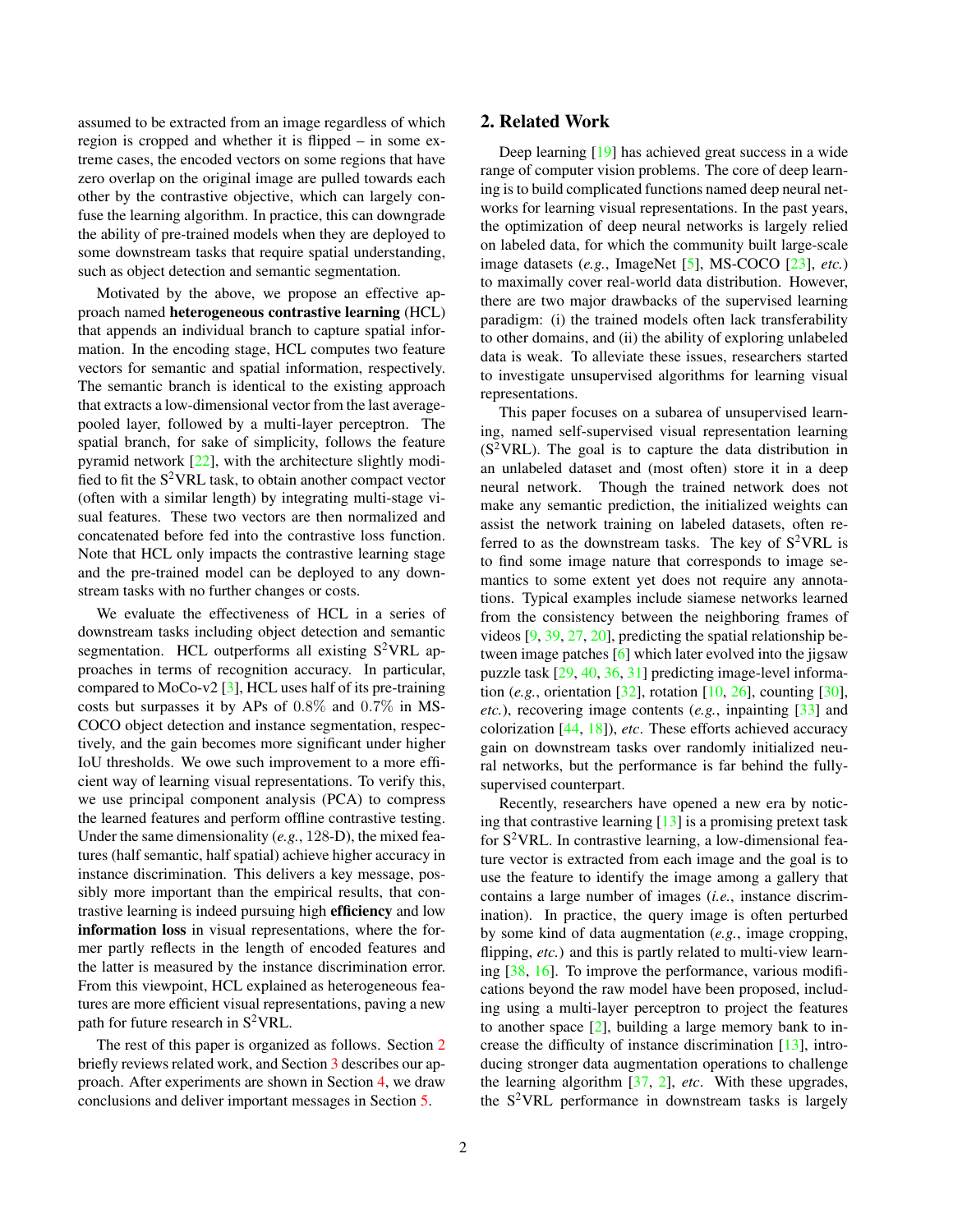assumed to be extracted from an image regardless of which region is cropped and whether it is flipped – in some extreme cases, the encoded vectors on some regions that have zero overlap on the original image are pulled towards each other by the contrastive objective, which can largely confuse the learning algorithm. In practice, this can downgrade the ability of pre-trained models when they are deployed to some downstream tasks that require spatial understanding, such as object detection and semantic segmentation.

Motivated by the above, we propose an effective approach named **heterogeneous contrastive learning** (HCL) that appends an individual branch to capture spatial information. In the encoding stage, HCL computes two feature vectors for semantic and spatial information, respectively. The semantic branch is identical to the existing approach that extracts a low-dimensional vector from the last average-pooled layer, followed by a multi-layer perceptron. The spatial branch, for sake of simplicity, follows the feature pyramid network [22], with the architecture slightly modified to fit the S$^2$VRL task, to obtain another compact vector (often with a similar length) by integrating multi-stage visual features. These two vectors are then normalized and concatenated before fed into the contrastive loss function. Note that HCL only impacts the contrastive learning stage and the pre-trained model can be deployed to any downstream tasks with no further changes or costs.

We evaluate the effectiveness of HCL in a series of downstream tasks including object detection and semantic segmentation. HCL outperforms all existing S$^2$VRL approaches in terms of recognition accuracy. In particular, compared to MoCo-v2 [3], HCL uses half of its pre-training costs but surpasses it by APs of $0.8\%$ and $0.7\%$ in MS-COCO object detection and instance segmentation, respectively, and the gain becomes more significant under higher IoU thresholds. We owe such improvement to a more efficient way of learning visual representations. To verify this, we use principal component analysis (PCA) to compress the learned features and perform offline contrastive testing. Under the same dimensionality (*e.g.*, 128-D), the mixed features (half semantic, half spatial) achieve higher accuracy in instance discrimination. This delivers a key message, possibly more important than the empirical results, that contrastive learning is indeed pursuing high **efficiency** and low **information loss** in visual representations, where the former partly reflects in the length of encoded features and the latter is measured by the instance discrimination error. From this viewpoint, HCL explained as heterogeneous features are more efficient visual representations, paving a new path for future research in S$^2$VRL.

The rest of this paper is organized as follows. Section 2 briefly reviews related work, and Section 3 describes our approach. After experiments are shown in Section 4, we draw conclusions and deliver important messages in Section 5.

## 2. Related Work

Deep learning [19] has achieved great success in a wide range of computer vision problems. The core of deep learning is to build complicated functions named deep neural networks for learning visual representations. In the past years, the optimization of deep neural networks is largely relied on labeled data, for which the community built large-scale image datasets (*e.g.*, ImageNet [5], MS-COCO [23], *etc.*) to maximally cover real-world data distribution. However, there are two major drawbacks of the supervised learning paradigm: (i) the trained models often lack transferability to other domains, and (ii) the ability of exploring unlabeled data is weak. To alleviate these issues, researchers started to investigate unsupervised algorithms for learning visual representations.

This paper focuses on a subarea of unsupervised learning, named self-supervised visual representation learning (S$^2$VRL). The goal is to capture the data distribution in an unlabeled dataset and (most often) store it in a deep neural network. Though the trained network does not make any semantic prediction, the initialized weights can assist the network training on labeled datasets, often referred to as the downstream tasks. The key of S$^2$VRL is to find some image nature that corresponds to image semantics to some extent yet does not require any annotations. Typical examples include siamese networks learned from the consistency between the neighboring frames of videos [9, 39, 27, 20], predicting the spatial relationship between image patches [6] which later evolved into the jigsaw puzzle task [29, 40, 36, 31] predicting image-level information (*e.g.*, orientation [32], rotation [10, 26], counting [30], *etc.*), recovering image contents (*e.g.*, inpainting [33] and colorization [44, 18]), *etc*. These efforts achieved accuracy gain on downstream tasks over randomly initialized neural networks, but the performance is far behind the fully-supervised counterpart.

Recently, researchers have opened a new era by noticing that contrastive learning [13] is a promising pretext task for S$^2$VRL. In contrastive learning, a low-dimensional feature vector is extracted from each image and the goal is to use the feature to identify the image among a gallery that contains a large number of images (*i.e.*, instance discrimination). In practice, the query image is often perturbed by some kind of data augmentation (*e.g.*, image cropping, flipping, *etc.*) and this is partly related to multi-view learning [38, 16]. To improve the performance, various modifications beyond the raw model have been proposed, including using a multi-layer perceptron to project the features to another space [2], building a large memory bank to increase the difficulty of instance discrimination [13], introducing stronger data augmentation operations to challenge the learning algorithm [37, 2], *etc*. With these upgrades, the S$^2$VRL performance in downstream tasks is largely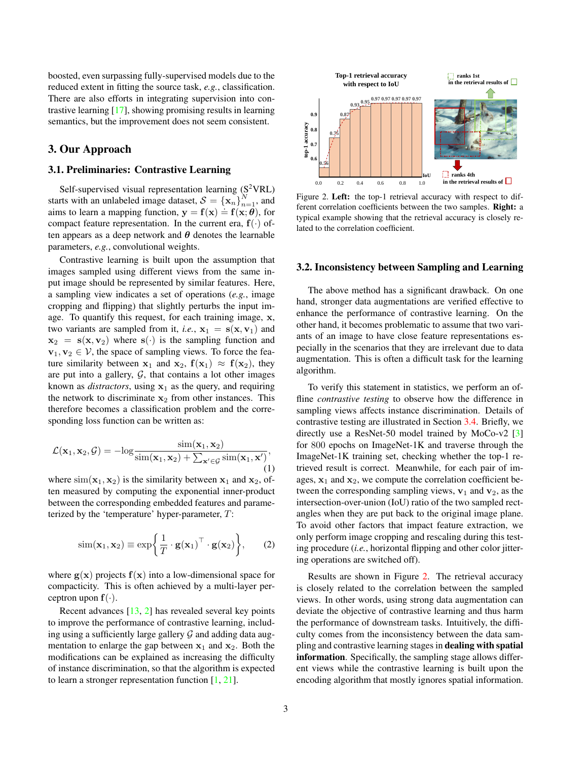boosted, even surpassing fully-supervised models due to the reduced extent in fitting the source task, *e.g.*, classification. There are also efforts in integrating supervision into contrastive learning [17], showing promising results in learning semantics, but the improvement does not seem consistent.

## 3. Our Approach

### 3.1. Preliminaries: Contrastive Learning

Self-supervised visual representation learning (S$^2$VRL) starts with an unlabeled image dataset, $\mathcal{S} = \{\mathbf{x}_n\}_{n=1}^{N}$, and aims to learn a mapping function, $\mathbf{y} = \mathbf{f}(\mathbf{x}) \doteq \mathbf{f}(\mathbf{x};\boldsymbol{\theta})$, for compact feature representation. In the current era, $\mathbf{f}(\cdot)$ often appears as a deep network and $\boldsymbol{\theta}$ denotes the learnable parameters, *e.g.*, convolutional weights.

Contrastive learning is built upon the assumption that images sampled using different views from the same input image should be represented by similar features. Here, a sampling view indicates a set of operations (*e.g.*, image cropping and flipping) that slightly perturbs the input image. To quantify this request, for each training image, $\mathbf{x}$, two variants are sampled from it, *i.e.*, $\mathbf{x}_1 = \mathbf{s}(\mathbf{x}, \mathbf{v}_1)$ and $\mathbf{x}_2 = \mathbf{s}(\mathbf{x}, \mathbf{v}_2)$ where $\mathbf{s}(\cdot)$ is the sampling function and $\mathbf{v}_1, \mathbf{v}_2 \in \mathcal{V}$, the space of sampling views. To force the feature similarity between $\mathbf{x}_1$ and $\mathbf{x}_2$, $\mathbf{f}(\mathbf{x}_1) \approx \mathbf{f}(\mathbf{x}_2)$, they are put into a gallery, $\mathcal{G}$, that contains a lot other images known as *distractors*, using $\mathbf{x}_1$ as the query, and requiring the network to discriminate $\mathbf{x}_2$ from other instances. This therefore becomes a classification problem and the corresponding loss function can be written as:

$$\mathcal{L}(\mathbf{x}_1, \mathbf{x}_2, \mathcal{G}) = -\log \frac{\mathrm{sim}(\mathbf{x}_1, \mathbf{x}_2)}{\mathrm{sim}(\mathbf{x}_1, \mathbf{x}_2) + \sum_{\mathbf{x}' \in \mathcal{G}} \mathrm{sim}(\mathbf{x}_1, \mathbf{x}')}, \tag{1}$$

where $\mathrm{sim}(\mathbf{x}_1, \mathbf{x}_2)$ is the similarity between $\mathbf{x}_1$ and $\mathbf{x}_2$, often measured by computing the exponential inner-product between the corresponding embedded features and parameterized by the 'temperature' hyper-parameter, $T$:

$$\mathrm{sim}(\mathbf{x}_1, \mathbf{x}_2) \equiv \exp\left\{\frac{1}{T} \cdot \mathbf{g}(\mathbf{x}_1)^{\top} \cdot \mathbf{g}(\mathbf{x}_2)\right\}, \tag{2}$$

where $\mathbf{g}(\mathbf{x})$ projects $\mathbf{f}(\mathbf{x})$ into a low-dimensional space for compacticity. This is often achieved by a multi-layer perceptron upon $\mathbf{f}(\cdot)$.

Recent advances [13, 2] has revealed several key points to improve the performance of contrastive learning, including using a sufficiently large gallery $\mathcal{G}$ and adding data augmentation to enlarge the gap between $\mathbf{x}_1$ and $\mathbf{x}_2$. Both the modifications can be explained as increasing the difficulty of instance discrimination, so that the algorithm is expected to learn a stronger representation function [1, 21].

Figure 2. **Left:** the top-1 retrieval accuracy with respect to different correlation coefficients between the two samples. **Right:** a typical example showing that the retrieval accuracy is closely related to the correlation coefficient.

### 3.2. Inconsistency between Sampling and Learning

The above method has a significant drawback. On one hand, stronger data augmentations are verified effective to enhance the performance of contrastive learning. On the other hand, it becomes problematic to assume that two variants of an image to have close feature representations especially in the scenarios that they are irrelevant due to data augmentation. This is often a difficult task for the learning algorithm.

To verify this statement in statistics, we perform an offline *contrastive testing* to observe how the difference in sampling views affects instance discrimination. Details of contrastive testing are illustrated in Section 3.4. Briefly, we directly use a ResNet-50 model trained by MoCo-v2 [3] for 800 epochs on ImageNet-1K and traverse through the ImageNet-1K training set, checking whether the top-1 retrieved result is correct. Meanwhile, for each pair of images, $\mathbf{x}_1$ and $\mathbf{x}_2$, we compute the correlation coefficient between the corresponding sampling views, $\mathbf{v}_1$ and $\mathbf{v}_2$, as the intersection-over-union (IoU) ratio of the two sampled rectangles when they are put back to the original image plane. To avoid other factors that impact feature extraction, we only perform image cropping and rescaling during this testing procedure (*i.e.*, horizontal flipping and other color jittering operations are switched off).

Results are shown in Figure 2. The retrieval accuracy is closely related to the correlation between the sampled views. In other words, using strong data augmentation can deviate the objective of contrastive learning and thus harm the performance of downstream tasks. Intuitively, the difficulty comes from the inconsistency between the data sampling and contrastive learning stages in **dealing with spatial information**. Specifically, the sampling stage allows different views while the contrastive learning is built upon the encoding algorithm that mostly ignores spatial information.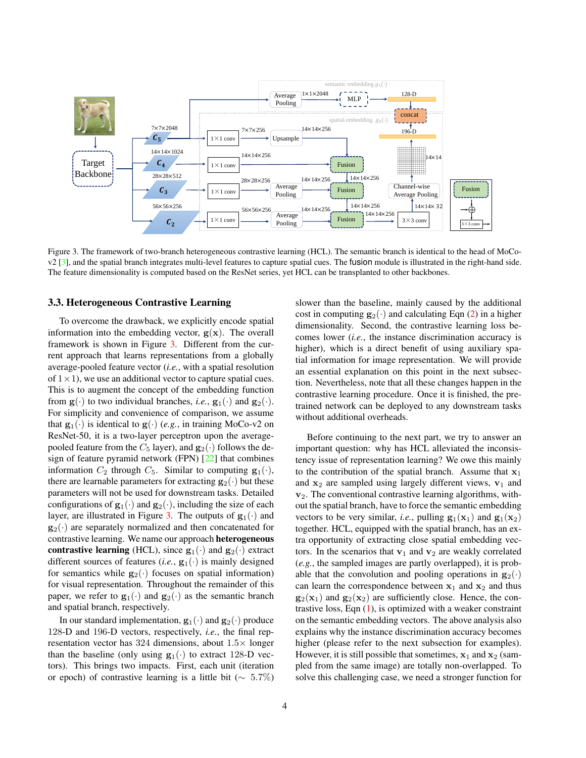Figure 3. The framework of two-branch heterogeneous contrastive learning (HCL). The semantic branch is identical to the head of MoCo-v2 [3], and the spatial branch integrates multi-level features to capture spatial cues. The fusion module is illustrated in the right-hand side. The feature dimensionality is computed based on the ResNet series, yet HCL can be transplanted to other backbones.

### 3.3. Heterogeneous Contrastive Learning

To overcome the drawback, we explicitly encode spatial information into the embedding vector, $\mathbf{g}(\mathbf{x})$. The overall framework is shown in Figure 3. Different from the current approach that learns representations from a globally average-pooled feature vector (*i.e.*, with a spatial resolution of $1 \times 1$), we use an additional vector to capture spatial cues. This is to augment the concept of the embedding function from $\mathbf{g}(\cdot)$ to two individual branches, *i.e.*, $\mathbf{g}_1(\cdot)$ and $\mathbf{g}_2(\cdot)$. For simplicity and convenience of comparison, we assume that $\mathbf{g}_1(\cdot)$ is identical to $\mathbf{g}(\cdot)$ (*e.g.*, in training MoCo-v2 on ResNet-50, it is a two-layer perceptron upon the average-pooled feature from the $C_5$ layer), and $\mathbf{g}_2(\cdot)$ follows the design of feature pyramid network (FPN) [22] that combines information $C_2$ through $C_5$. Similar to computing $\mathbf{g}_1(\cdot)$, there are learnable parameters for extracting $\mathbf{g}_2(\cdot)$ but these parameters will not be used for downstream tasks. Detailed configurations of $\mathbf{g}_1(\cdot)$ and $\mathbf{g}_2(\cdot)$, including the size of each layer, are illustrated in Figure 3. The outputs of $\mathbf{g}_1(\cdot)$ and $\mathbf{g}_2(\cdot)$ are separately normalized and then concatenated for contrastive learning. We name our approach **heterogeneous contrastive learning** (HCL), since $\mathbf{g}_1(\cdot)$ and $\mathbf{g}_2(\cdot)$ extract different sources of features (*i.e.*, $\mathbf{g}_1(\cdot)$ is mainly designed for semantics while $\mathbf{g}_2(\cdot)$ focuses on spatial information) for visual representation. Throughout the remainder of this paper, we refer to $\mathbf{g}_1(\cdot)$ and $\mathbf{g}_2(\cdot)$ as the semantic branch and spatial branch, respectively.

In our standard implementation, $\mathbf{g}_1(\cdot)$ and $\mathbf{g}_2(\cdot)$ produce 128-D and 196-D vectors, respectively, *i.e.*, the final representation vector has 324 dimensions, about $1.5\times$ longer than the baseline (only using $\mathbf{g}_1(\cdot)$ to extract 128-D vectors). This brings two impacts. First, each unit (iteration or epoch) of contrastive learning is a little bit ($\sim 5.7\%$) slower than the baseline, mainly caused by the additional cost in computing $\mathbf{g}_2(\cdot)$ and calculating Eqn (2) in a higher dimensionality. Second, the contrastive learning loss becomes lower (*i.e.*, the instance discrimination accuracy is higher), which is a direct benefit of using auxiliary spatial information for image representation. We will provide an essential explanation on this point in the next subsection. Nevertheless, note that all these changes happen in the contrastive learning procedure. Once it is finished, the pre-trained network can be deployed to any downstream tasks without additional overheads.

Before continuing to the next part, we try to answer an important question: why has HCL alleviated the inconsistency issue of representation learning? We owe this mainly to the contribution of the spatial branch. Assume that $\mathbf{x}_1$ and $\mathbf{x}_2$ are sampled using largely different views, $\mathbf{v}_1$ and $\mathbf{v}_2$. The conventional contrastive learning algorithms, without the spatial branch, have to force the semantic embedding vectors to be very similar, *i.e.*, pulling $\mathbf{g}_1(\mathbf{x}_1)$ and $\mathbf{g}_1(\mathbf{x}_2)$ together. HCL, equipped with the spatial branch, has an extra opportunity of extracting close spatial embedding vectors. In the scenarios that $\mathbf{v}_1$ and $\mathbf{v}_2$ are weakly correlated (*e.g.*, the sampled images are partly overlapped), it is probable that the convolution and pooling operations in $\mathbf{g}_2(\cdot)$ can learn the correspondence between $\mathbf{x}_1$ and $\mathbf{x}_2$ and thus $\mathbf{g}_2(\mathbf{x}_1)$ and $\mathbf{g}_2(\mathbf{x}_2)$ are sufficiently close. Hence, the contrastive loss, Eqn (1), is optimized with a weaker constraint on the semantic embedding vectors. The above analysis also explains why the instance discrimination accuracy becomes higher (please refer to the next subsection for examples). However, it is still possible that sometimes, $\mathbf{x}_1$ and $\mathbf{x}_2$ (sampled from the same image) are totally non-overlapped. To solve this challenging case, we need a stronger function for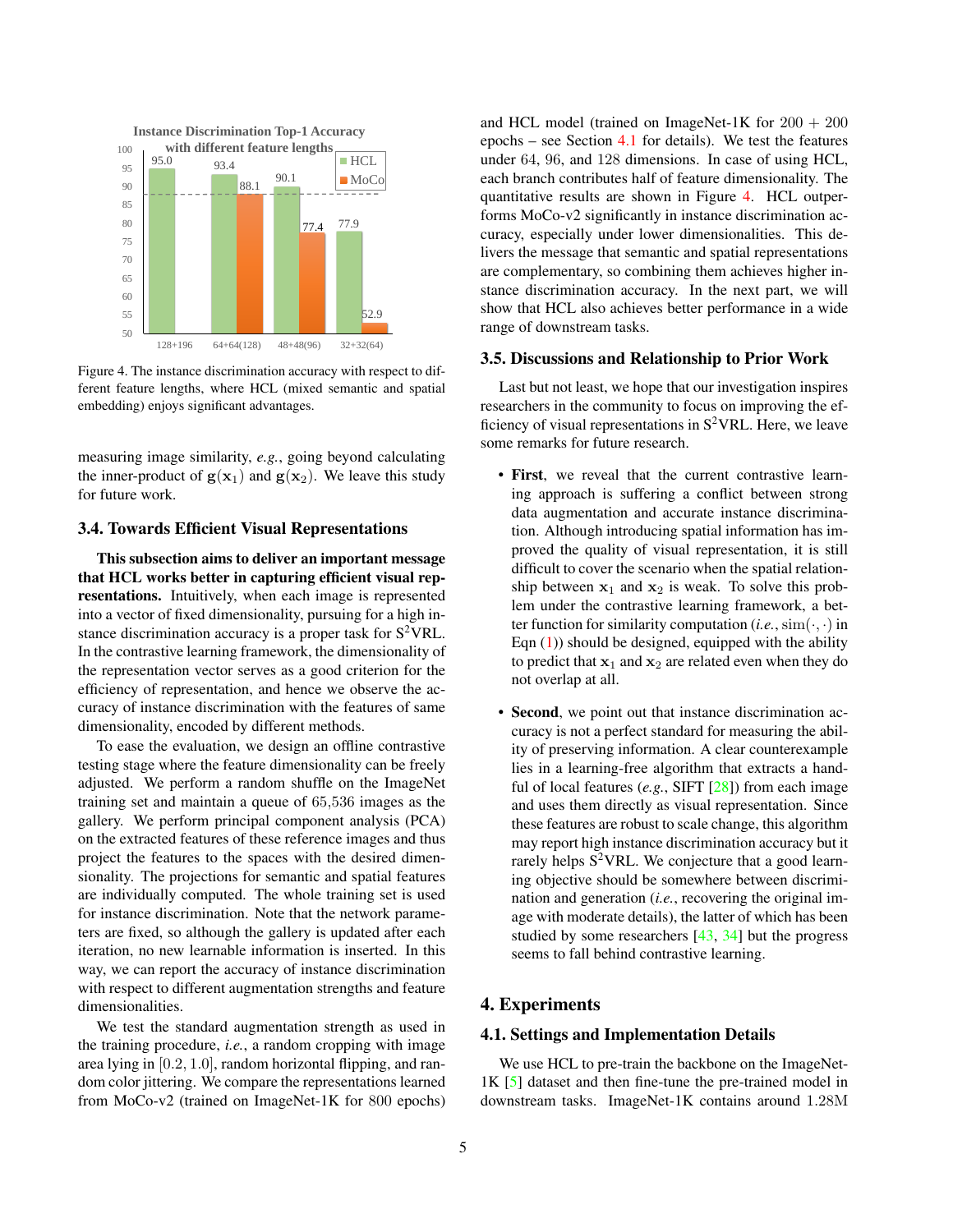Figure 4. The instance discrimination accuracy with respect to different feature lengths, where HCL (mixed semantic and spatial embedding) enjoys significant advantages.

measuring image similarity, *e.g.*, going beyond calculating the inner-product of $\mathbf{g}(\mathbf{x}_1)$ and $\mathbf{g}(\mathbf{x}_2)$. We leave this study for future work.

### 3.4. Towards Efficient Visual Representations

**This subsection aims to deliver an important message that HCL works better in capturing efficient visual representations.** Intuitively, when each image is represented into a vector of fixed dimensionality, pursuing for a high instance discrimination accuracy is a proper task for $\mathrm{S}^2$VRL. In the contrastive learning framework, the dimensionality of the representation vector serves as a good criterion for the efficiency of representation, and hence we observe the accuracy of instance discrimination with the features of same dimensionality, encoded by different methods.

To ease the evaluation, we design an offline contrastive testing stage where the feature dimensionality can be freely adjusted. We perform a random shuffle on the ImageNet training set and maintain a queue of $65{,}536$ images as the gallery. We perform principal component analysis (PCA) on the extracted features of these reference images and thus project the features to the spaces with the desired dimensionality. The projections for semantic and spatial features are individually computed. The whole training set is used for instance discrimination. Note that the network parameters are fixed, so although the gallery is updated after each iteration, no new learnable information is inserted. In this way, we can report the accuracy of instance discrimination with respect to different augmentation strengths and feature dimensionalities.

We test the standard augmentation strength as used in the training procedure, *i.e.*, a random cropping with image area lying in $[0.2, 1.0]$, random horizontal flipping, and random color jittering. We compare the representations learned from MoCo-v2 (trained on ImageNet-1K for 800 epochs) and HCL model (trained on ImageNet-1K for $200 + 200$ epochs – see Section 4.1 for details). We test the features under $64$, $96$, and $128$ dimensions. In case of using HCL, each branch contributes half of feature dimensionality. The quantitative results are shown in Figure 4. HCL outperforms MoCo-v2 significantly in instance discrimination accuracy, especially under lower dimensionalities. This delivers the message that semantic and spatial representations are complementary, so combining them achieves higher instance discrimination accuracy. In the next part, we will show that HCL also achieves better performance in a wide range of downstream tasks.

### 3.5. Discussions and Relationship to Prior Work

Last but not least, we hope that our investigation inspires researchers in the community to focus on improving the efficiency of visual representations in $\mathrm{S}^2$VRL. Here, we leave some remarks for future research.

- **First**, we reveal that the current contrastive learning approach is suffering a conflict between strong data augmentation and accurate instance discrimination. Although introducing spatial information has improved the quality of visual representation, it is still difficult to cover the scenario when the spatial relationship between $\mathbf{x}_1$ and $\mathbf{x}_2$ is weak. To solve this problem under the contrastive learning framework, a better function for similarity computation (*i.e.*, $\mathrm{sim}(\cdot,\cdot)$ in Eqn (1)) should be designed, equipped with the ability to predict that $\mathbf{x}_1$ and $\mathbf{x}_2$ are related even when they do not overlap at all.

- **Second**, we point out that instance discrimination accuracy is not a perfect standard for measuring the ability of preserving information. A clear counterexample lies in a learning-free algorithm that extracts a handful of local features (*e.g.*, SIFT [28]) from each image and uses them directly as visual representation. Since these features are robust to scale change, this algorithm may report high instance discrimination accuracy but it rarely helps $\mathrm{S}^2$VRL. We conjecture that a good learning objective should be somewhere between discrimination and generation (*i.e.*, recovering the original image with moderate details), the latter of which has been studied by some researchers [43, 34] but the progress seems to fall behind contrastive learning.

## 4. Experiments

### 4.1. Settings and Implementation Details

We use HCL to pre-train the backbone on the ImageNet-1K [5] dataset and then fine-tune the pre-trained model in downstream tasks. ImageNet-1K contains around $1.28\mathrm{M}$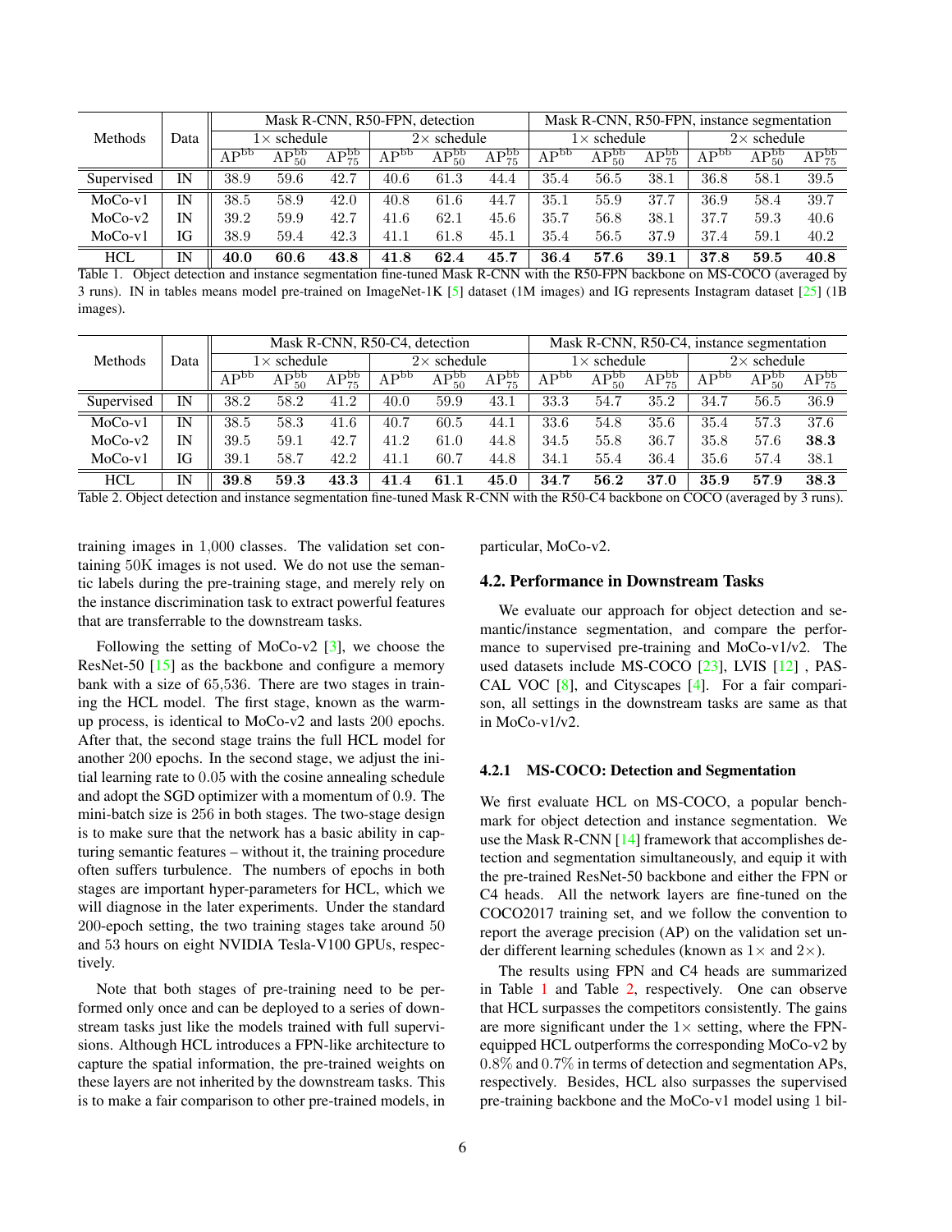| Methods | Data | Mask R-CNN, R50-FPN, detection | | | | | | Mask R-CNN, R50-FPN, instance segmentation | | | | | |
|---|---|---|---|---|---|---|---|---|---|---|---|---|---|
| | | 1× schedule | | | 2× schedule | | | 1× schedule | | | 2× schedule | | |
| | | $\text{AP}^{\text{bb}}$ | $\text{AP}^{\text{bb}}_{50}$ | $\text{AP}^{\text{bb}}_{75}$ | $\text{AP}^{\text{bb}}$ | $\text{AP}^{\text{bb}}_{50}$ | $\text{AP}^{\text{bb}}_{75}$ | $\text{AP}^{\text{bb}}$ | $\text{AP}^{\text{bb}}_{50}$ | $\text{AP}^{\text{bb}}_{75}$ | $\text{AP}^{\text{bb}}$ | $\text{AP}^{\text{bb}}_{50}$ | $\text{AP}^{\text{bb}}_{75}$ |
| Supervised | IN | 38.9 | 59.6 | 42.7 | 40.6 | 61.3 | 44.4 | 35.4 | 56.5 | 38.1 | 36.8 | 58.1 | 39.5 |
| MoCo-v1 | IN | 38.5 | 58.9 | 42.0 | 40.8 | 61.6 | 44.7 | 35.1 | 55.9 | 37.7 | 36.9 | 58.4 | 39.7 |
| MoCo-v2 | IN | 39.2 | 59.9 | 42.7 | 41.6 | 62.1 | 45.6 | 35.7 | 56.8 | 38.1 | 37.7 | 59.3 | 40.6 |
| MoCo-v1 | IG | 38.9 | 59.4 | 42.3 | 41.1 | 61.8 | 45.1 | 35.4 | 56.5 | 37.9 | 37.4 | 59.1 | 40.2 |
| HCL | IN | **40.0** | **60.6** | **43.8** | **41.8** | **62.4** | **45.7** | **36.4** | **57.6** | **39.1** | **37.8** | **59.5** | **40.8** |

Table 1. Object detection and instance segmentation fine-tuned Mask R-CNN with the R50-FPN backbone on MS-COCO (averaged by 3 runs). IN in tables means model pre-trained on ImageNet-1K [5] dataset (1M images) and IG represents Instagram dataset [25] (1B images).

| Methods | Data | Mask R-CNN, R50-C4, detection | | | | | | Mask R-CNN, R50-C4, instance segmentation | | | | | |
|---|---|---|---|---|---|---|---|---|---|---|---|---|---|
| | | 1× schedule | | | 2× schedule | | | 1× schedule | | | 2× schedule | | |
| | | $\text{AP}^{\text{bb}}$ | $\text{AP}^{\text{bb}}_{50}$ | $\text{AP}^{\text{bb}}_{75}$ | $\text{AP}^{\text{bb}}$ | $\text{AP}^{\text{bb}}_{50}$ | $\text{AP}^{\text{bb}}_{75}$ | $\text{AP}^{\text{bb}}$ | $\text{AP}^{\text{bb}}_{50}$ | $\text{AP}^{\text{bb}}_{75}$ | $\text{AP}^{\text{bb}}$ | $\text{AP}^{\text{bb}}_{50}$ | $\text{AP}^{\text{bb}}_{75}$ |
| Supervised | IN | 38.2 | 58.2 | 41.2 | 40.0 | 59.9 | 43.1 | 33.3 | 54.7 | 35.2 | 34.7 | 56.5 | 36.9 |
| MoCo-v1 | IN | 38.5 | 58.3 | 41.6 | 40.7 | 60.5 | 44.1 | 33.6 | 54.8 | 35.6 | 35.4 | 57.3 | 37.6 |
| MoCo-v2 | IN | 39.5 | 59.1 | 42.7 | 41.2 | 61.0 | 44.8 | 34.5 | 55.8 | 36.7 | 35.8 | 57.6 | **38.3** |
| MoCo-v1 | IG | 39.1 | 58.7 | 42.2 | 41.1 | 60.7 | 44.8 | 34.1 | 55.4 | 36.4 | 35.6 | 57.4 | 38.1 |
| HCL | IN | **39.8** | **59.3** | **43.3** | **41.4** | **61.1** | **45.0** | **34.7** | **56.2** | **37.0** | **35.9** | **57.9** | **38.3** |

Table 2. Object detection and instance segmentation fine-tuned Mask R-CNN with the R50-C4 backbone on COCO (averaged by 3 runs).

training images in 1,000 classes. The validation set containing 50K images is not used. We do not use the semantic labels during the pre-training stage, and merely rely on the instance discrimination task to extract powerful features that are transferrable to the downstream tasks.

Following the setting of MoCo-v2 [3], we choose the ResNet-50 [15] as the backbone and configure a memory bank with a size of 65,536. There are two stages in training the HCL model. The first stage, known as the warm-up process, is identical to MoCo-v2 and lasts 200 epochs. After that, the second stage trains the full HCL model for another 200 epochs. In the second stage, we adjust the initial learning rate to 0.05 with the cosine annealing schedule and adopt the SGD optimizer with a momentum of 0.9. The mini-batch size is 256 in both stages. The two-stage design is to make sure that the network has a basic ability in capturing semantic features – without it, the training procedure often suffers turbulence. The numbers of epochs in both stages are important hyper-parameters for HCL, which we will diagnose in the later experiments. Under the standard 200-epoch setting, the two training stages take around 50 and 53 hours on eight NVIDIA Tesla-V100 GPUs, respectively.

Note that both stages of pre-training need to be performed only once and can be deployed to a series of downstream tasks just like the models trained with full supervisions. Although HCL introduces a FPN-like architecture to capture the spatial information, the pre-trained weights on these layers are not inherited by the downstream tasks. This is to make a fair comparison to other pre-trained models, in particular, MoCo-v2.

## 4.2. Performance in Downstream Tasks

We evaluate our approach for object detection and semantic/instance segmentation, and compare the performance to supervised pre-training and MoCo-v1/v2. The used datasets include MS-COCO [23], LVIS [12] , PASCAL VOC [8], and Cityscapes [4]. For a fair comparison, all settings in the downstream tasks are same as that in MoCo-v1/v2.

### 4.2.1 MS-COCO: Detection and Segmentation

We first evaluate HCL on MS-COCO, a popular benchmark for object detection and instance segmentation. We use the Mask R-CNN [14] framework that accomplishes detection and segmentation simultaneously, and equip it with the pre-trained ResNet-50 backbone and either the FPN or C4 heads. All the network layers are fine-tuned on the COCO2017 training set, and we follow the convention to report the average precision (AP) on the validation set under different learning schedules (known as 1× and 2×).

The results using FPN and C4 heads are summarized in Table 1 and Table 2, respectively. One can observe that HCL surpasses the competitors consistently. The gains are more significant under the 1× setting, where the FPN-equipped HCL outperforms the corresponding MoCo-v2 by 0.8% and 0.7% in terms of detection and segmentation APs, respectively. Besides, HCL also surpasses the supervised pre-training backbone and the MoCo-v1 model using 1 bil-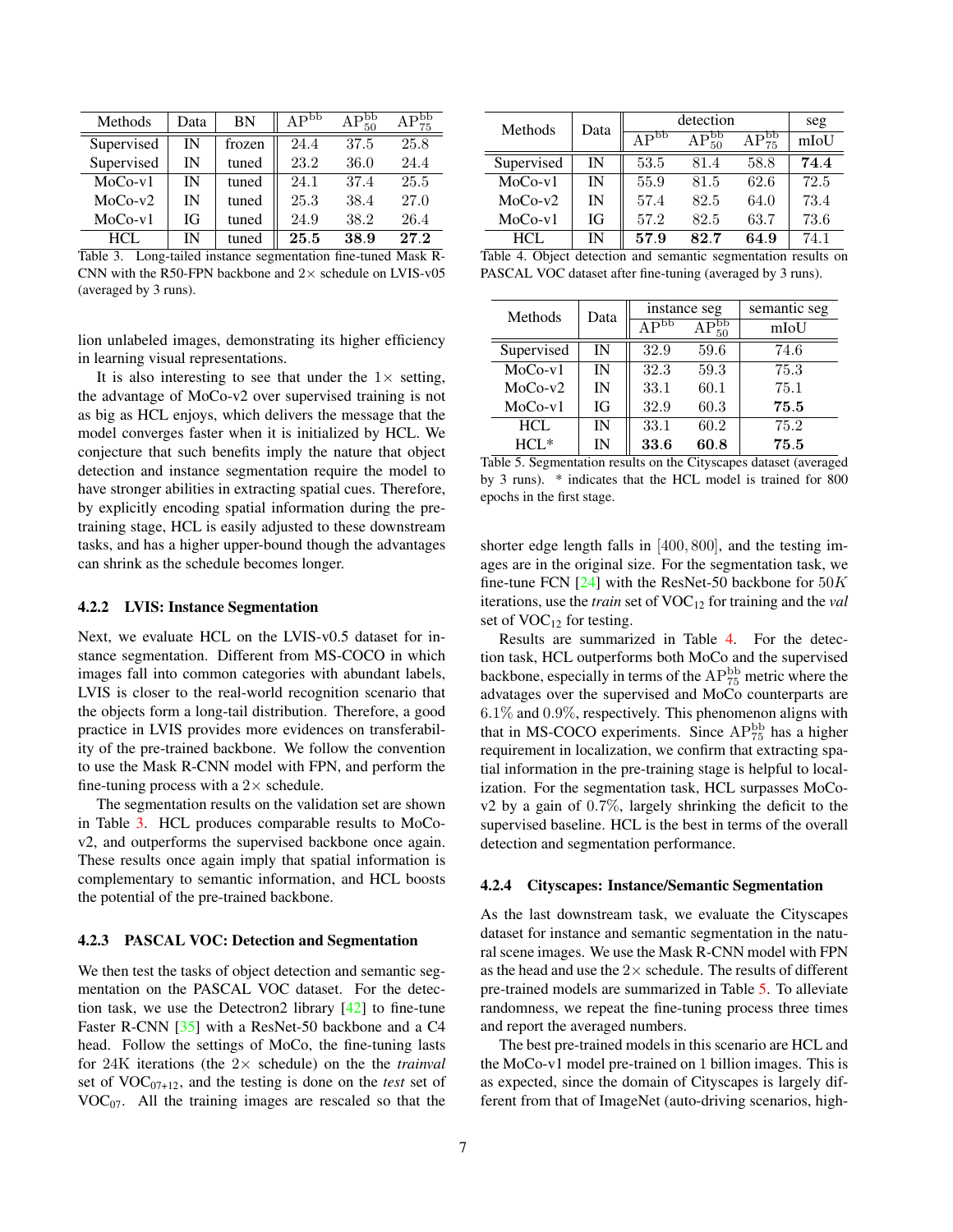| Methods | Data | BN | $\text{AP}^{\text{bb}}$ | $\text{AP}^{\text{bb}}_{50}$ | $\text{AP}^{\text{bb}}_{75}$ |
|---|---|---|---|---|---|
| Supervised | IN | frozen | 24.4 | 37.5 | 25.8 |
| Supervised | IN | tuned | 23.2 | 36.0 | 24.4 |
| MoCo-v1 | IN | tuned | 24.1 | 37.4 | 25.5 |
| MoCo-v2 | IN | tuned | 25.3 | 38.4 | 27.0 |
| MoCo-v1 | IG | tuned | 24.9 | 38.2 | 26.4 |
| HCL | IN | tuned | **25.5** | **38.9** | **27.2** |

Table 3. Long-tailed instance segmentation fine-tuned Mask R-CNN with the R50-FPN backbone and 2× schedule on LVIS-v05 (averaged by 3 runs).

lion unlabeled images, demonstrating its higher efficiency in learning visual representations.

It is also interesting to see that under the 1× setting, the advantage of MoCo-v2 over supervised training is not as big as HCL enjoys, which delivers the message that the model converges faster when it is initialized by HCL. We conjecture that such benefits imply the nature that object detection and instance segmentation require the model to have stronger abilities in extracting spatial cues. Therefore, by explicitly encoding spatial information during the pre-training stage, HCL is easily adjusted to these downstream tasks, and has a higher upper-bound though the advantages can shrink as the schedule becomes longer.

#### 4.2.2 LVIS: Instance Segmentation

Next, we evaluate HCL on the LVIS-v0.5 dataset for instance segmentation. Different from MS-COCO in which images fall into common categories with abundant labels, LVIS is closer to the real-world recognition scenario that the objects form a long-tail distribution. Therefore, a good practice in LVIS provides more evidences on transferability of the pre-trained backbone. We follow the convention to use the Mask R-CNN model with FPN, and perform the fine-tuning process with a 2× schedule.

The segmentation results on the validation set are shown in Table 3. HCL produces comparable results to MoCo-v2, and outperforms the supervised backbone once again. These results once again imply that spatial information is complementary to semantic information, and HCL boosts the potential of the pre-trained backbone.

#### 4.2.3 PASCAL VOC: Detection and Segmentation

We then test the tasks of object detection and semantic segmentation on the PASCAL VOC dataset. For the detection task, we use the Detectron2 library [42] to fine-tune Faster R-CNN [35] with a ResNet-50 backbone and a C4 head. Follow the settings of MoCo, the fine-tuning lasts for 24K iterations (the 2× schedule) on the the *trainval* set of $\text{VOC}_{07+12}$, and the testing is done on the *test* set of $\text{VOC}_{07}$. All the training images are rescaled so that the shorter edge length falls in $[400, 800]$, and the testing images are in the original size. For the segmentation task, we fine-tune FCN [24] with the ResNet-50 backbone for $50K$ iterations, use the *train* set of $\text{VOC}_{12}$ for training and the *val* set of $\text{VOC}_{12}$ for testing.

| Methods | Data | detection | | | seg |
|---|---|---|---|---|---|
| | | $\text{AP}^{\text{bb}}$ | $\text{AP}^{\text{bb}}_{50}$ | $\text{AP}^{\text{bb}}_{75}$ | mIoU |
| Supervised | IN | 53.5 | 81.4 | 58.8 | **74.4** |
| MoCo-v1 | IN | 55.9 | 81.5 | 62.6 | 72.5 |
| MoCo-v2 | IN | 57.4 | 82.5 | 64.0 | 73.4 |
| MoCo-v1 | IG | 57.2 | 82.5 | 63.7 | 73.6 |
| HCL | IN | **57.9** | **82.7** | **64.9** | 74.1 |

Table 4. Object detection and semantic segmentation results on PASCAL VOC dataset after fine-tuning (averaged by 3 runs).

| Methods | Data | instance seg | | semantic seg |
|---|---|---|---|---|
| | | $\text{AP}^{\text{bb}}$ | $\text{AP}^{\text{bb}}_{50}$ | mIoU |
| Supervised | IN | 32.9 | 59.6 | 74.6 |
| MoCo-v1 | IN | 32.3 | 59.3 | 75.3 |
| MoCo-v2 | IN | 33.1 | 60.1 | 75.1 |
| MoCo-v1 | IG | 32.9 | 60.3 | **75.5** |
| HCL | IN | 33.1 | 60.2 | 75.2 |
| HCL* | IN | **33.6** | **60.8** | **75.5** |

Table 5. Segmentation results on the Cityscapes dataset (averaged by 3 runs). * indicates that the HCL model is trained for 800 epochs in the first stage.

Results are summarized in Table 4. For the detection task, HCL outperforms both MoCo and the supervised backbone, especially in terms of the $\text{AP}^{\text{bb}}_{75}$ metric where the advatages over the supervised and MoCo counterparts are $6.1\%$ and $0.9\%$, respectively. This phenomenon aligns with that in MS-COCO experiments. Since $\text{AP}^{\text{bb}}_{75}$ has a higher requirement in localization, we confirm that extracting spatial information in the pre-training stage is helpful to localization. For the segmentation task, HCL surpasses MoCo-v2 by a gain of $0.7\%$, largely shrinking the deficit to the supervised baseline. HCL is the best in terms of the overall detection and segmentation performance.

#### 4.2.4 Cityscapes: Instance/Semantic Segmentation

As the last downstream task, we evaluate the Cityscapes dataset for instance and semantic segmentation in the natural scene images. We use the Mask R-CNN model with FPN as the head and use the 2× schedule. The results of different pre-trained models are summarized in Table 5. To alleviate randomness, we repeat the fine-tuning process three times and report the averaged numbers.

The best pre-trained models in this scenario are HCL and the MoCo-v1 model pre-trained on 1 billion images. This is as expected, since the domain of Cityscapes is largely different from that of ImageNet (auto-driving scenarios, high-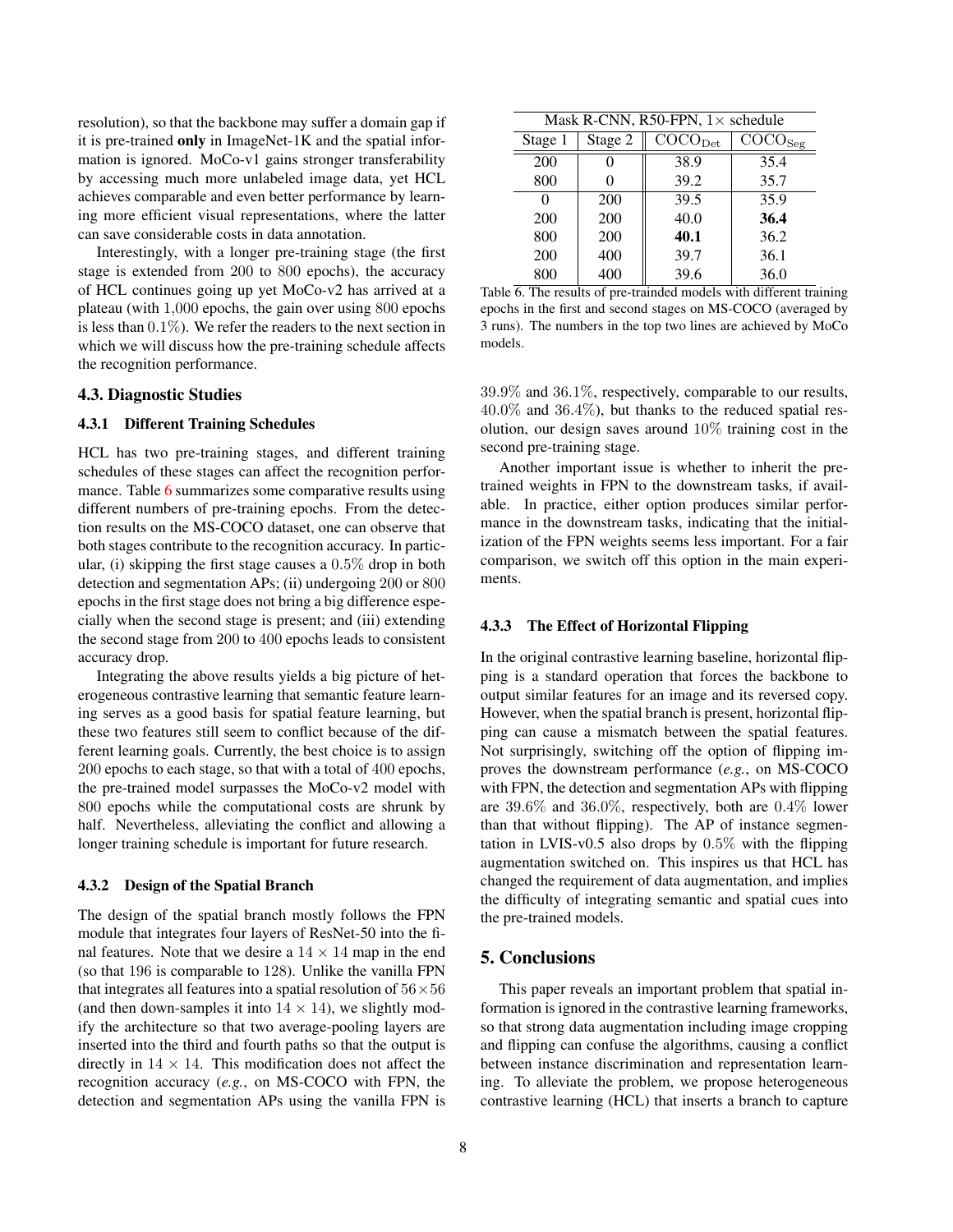resolution), so that the backbone may suffer a domain gap if it is pre-trained **only** in ImageNet-1K and the spatial information is ignored. MoCo-v1 gains stronger transferability by accessing much more unlabeled image data, yet HCL achieves comparable and even better performance by learning more efficient visual representations, where the latter can save considerable costs in data annotation.

Interestingly, with a longer pre-training stage (the first stage is extended from 200 to 800 epochs), the accuracy of HCL continues going up yet MoCo-v2 has arrived at a plateau (with $1{,}000$ epochs, the gain over using 800 epochs is less than $0.1\%$). We refer the readers to the next section in which we will discuss how the pre-training schedule affects the recognition performance.

### 4.3. Diagnostic Studies

#### 4.3.1 Different Training Schedules

HCL has two pre-training stages, and different training schedules of these stages can affect the recognition performance. Table 6 summarizes some comparative results using different numbers of pre-training epochs. From the detection results on the MS-COCO dataset, one can observe that both stages contribute to the recognition accuracy. In particular, (i) skipping the first stage causes a $0.5\%$ drop in both detection and segmentation APs; (ii) undergoing 200 or 800 epochs in the first stage does not bring a big difference especially when the second stage is present; and (iii) extending the second stage from 200 to 400 epochs leads to consistent accuracy drop.

Integrating the above results yields a big picture of heterogeneous contrastive learning that semantic feature learning serves as a good basis for spatial feature learning, but these two features still seem to conflict because of the different learning goals. Currently, the best choice is to assign 200 epochs to each stage, so that with a total of 400 epochs, the pre-trained model surpasses the MoCo-v2 model with 800 epochs while the computational costs are shrunk by half. Nevertheless, alleviating the conflict and allowing a longer training schedule is important for future research.

#### 4.3.2 Design of the Spatial Branch

The design of the spatial branch mostly follows the FPN module that integrates four layers of ResNet-50 into the final features. Note that we desire a $14 \times 14$ map in the end (so that 196 is comparable to 128). Unlike the vanilla FPN that integrates all features into a spatial resolution of $56 \times 56$ (and then down-samples it into $14 \times 14$), we slightly modify the architecture so that two average-pooling layers are inserted into the third and fourth paths so that the output is directly in $14 \times 14$. This modification does not affect the recognition accuracy (*e.g.*, on MS-COCO with FPN, the detection and segmentation APs using the vanilla FPN is

| Mask R-CNN, R50-FPN, $1\times$ schedule | | | |
|---|---|---|---|
| Stage 1 | Stage 2 | $\text{COCO}_{\text{Det}}$ | $\text{COCO}_{\text{Seg}}$ |
| 200 | 0 | 38.9 | 35.4 |
| 800 | 0 | 39.2 | 35.7 |
| 0 | 200 | 39.5 | 35.9 |
| 200 | 200 | 40.0 | **36.4** |
| 800 | 200 | **40.1** | 36.2 |
| 200 | 400 | 39.7 | 36.1 |
| 800 | 400 | 39.6 | 36.0 |

Table 6. The results of pre-trainded models with different training epochs in the first and second stages on MS-COCO (averaged by 3 runs). The numbers in the top two lines are achieved by MoCo models.

$39.9\%$ and $36.1\%$, respectively, comparable to our results, $40.0\%$ and $36.4\%$), but thanks to the reduced spatial resolution, our design saves around $10\%$ training cost in the second pre-training stage.

Another important issue is whether to inherit the pre-trained weights in FPN to the downstream tasks, if available. In practice, either option produces similar performance in the downstream tasks, indicating that the initialization of the FPN weights seems less important. For a fair comparison, we switch off this option in the main experiments.

#### 4.3.3 The Effect of Horizontal Flipping

In the original contrastive learning baseline, horizontal flipping is a standard operation that forces the backbone to output similar features for an image and its reversed copy. However, when the spatial branch is present, horizontal flipping can cause a mismatch between the spatial features. Not surprisingly, switching off the option of flipping improves the downstream performance (*e.g.*, on MS-COCO with FPN, the detection and segmentation APs with flipping are $39.6\%$ and $36.0\%$, respectively, both are $0.4\%$ lower than that without flipping). The AP of instance segmentation in LVIS-v0.5 also drops by $0.5\%$ with the flipping augmentation switched on. This inspires us that HCL has changed the requirement of data augmentation, and implies the difficulty of integrating semantic and spatial cues into the pre-trained models.

## 5. Conclusions

This paper reveals an important problem that spatial information is ignored in the contrastive learning frameworks, so that strong data augmentation including image cropping and flipping can confuse the algorithms, causing a conflict between instance discrimination and representation learning. To alleviate the problem, we propose heterogeneous contrastive learning (HCL) that inserts a branch to capture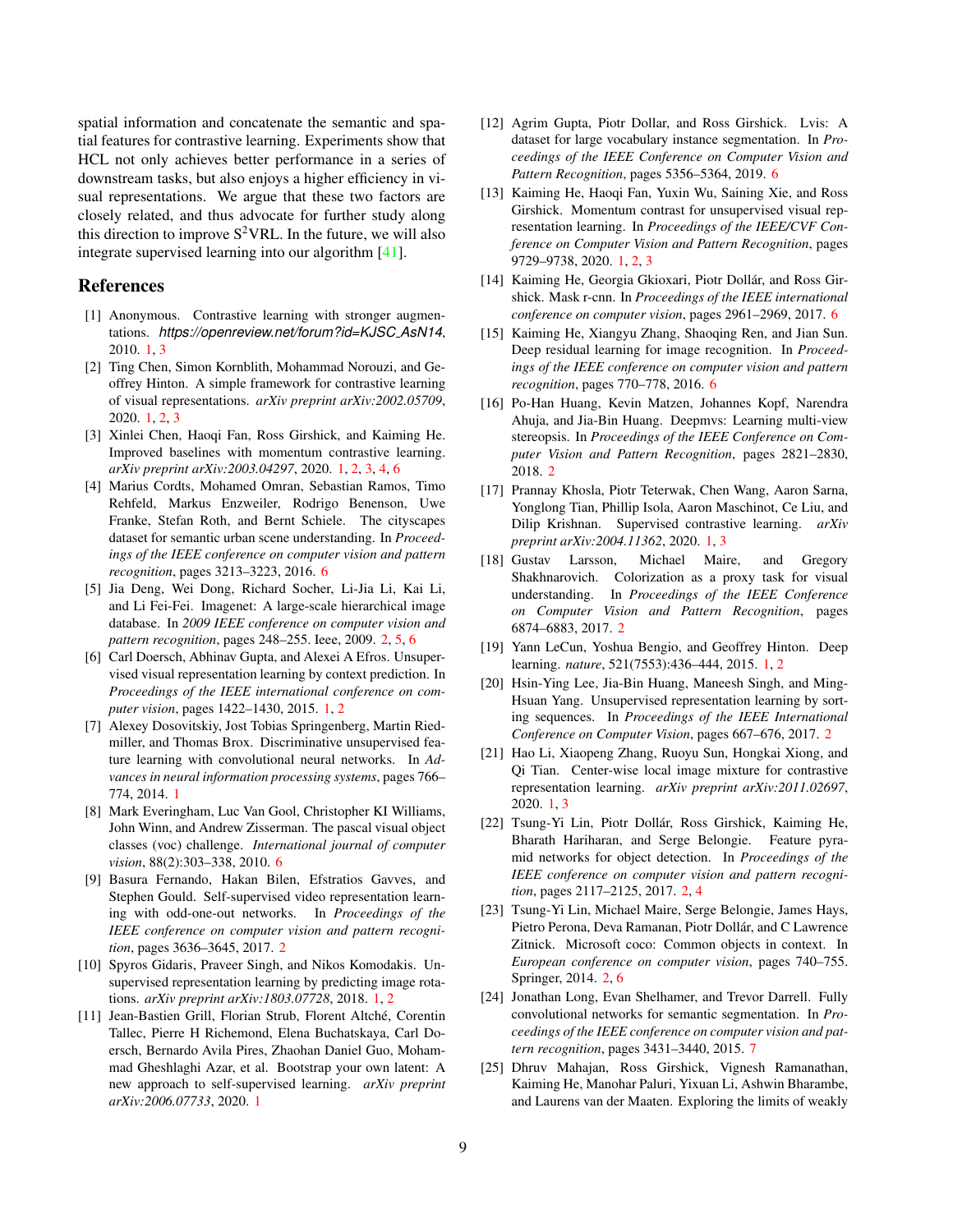spatial information and concatenate the semantic and spatial features for contrastive learning. Experiments show that HCL not only achieves better performance in a series of downstream tasks, but also enjoys a higher efficiency in visual representations. We argue that these two factors are closely related, and thus advocate for further study along this direction to improve $S^2$VRL. In the future, we will also integrate supervised learning into our algorithm [41].

## References

[1] Anonymous. Contrastive learning with stronger augmentations. *https://openreview.net/forum?id=KJSC_AsN14*, 2010. 1, 3

[2] Ting Chen, Simon Kornblith, Mohammad Norouzi, and Geoffrey Hinton. A simple framework for contrastive learning of visual representations. *arXiv preprint arXiv:2002.05709*, 2020. 1, 2, 3

[3] Xinlei Chen, Haoqi Fan, Ross Girshick, and Kaiming He. Improved baselines with momentum contrastive learning. *arXiv preprint arXiv:2003.04297*, 2020. 1, 2, 3, 4, 6

[4] Marius Cordts, Mohamed Omran, Sebastian Ramos, Timo Rehfeld, Markus Enzweiler, Rodrigo Benenson, Uwe Franke, Stefan Roth, and Bernt Schiele. The cityscapes dataset for semantic urban scene understanding. In *Proceedings of the IEEE conference on computer vision and pattern recognition*, pages 3213–3223, 2016. 6

[5] Jia Deng, Wei Dong, Richard Socher, Li-Jia Li, Kai Li, and Li Fei-Fei. Imagenet: A large-scale hierarchical image database. In *2009 IEEE conference on computer vision and pattern recognition*, pages 248–255. Ieee, 2009. 2, 5, 6

[6] Carl Doersch, Abhinav Gupta, and Alexei A Efros. Unsupervised visual representation learning by context prediction. In *Proceedings of the IEEE international conference on computer vision*, pages 1422–1430, 2015. 1, 2

[7] Alexey Dosovitskiy, Jost Tobias Springenberg, Martin Riedmiller, and Thomas Brox. Discriminative unsupervised feature learning with convolutional neural networks. In *Advances in neural information processing systems*, pages 766–774, 2014. 1

[8] Mark Everingham, Luc Van Gool, Christopher KI Williams, John Winn, and Andrew Zisserman. The pascal visual object classes (voc) challenge. *International journal of computer vision*, 88(2):303–338, 2010. 6

[9] Basura Fernando, Hakan Bilen, Efstratios Gavves, and Stephen Gould. Self-supervised video representation learning with odd-one-out networks. In *Proceedings of the IEEE conference on computer vision and pattern recognition*, pages 3636–3645, 2017. 2

[10] Spyros Gidaris, Praveer Singh, and Nikos Komodakis. Unsupervised representation learning by predicting image rotations. *arXiv preprint arXiv:1803.07728*, 2018. 1, 2

[11] Jean-Bastien Grill, Florian Strub, Florent Altché, Corentin Tallec, Pierre H Richemond, Elena Buchatskaya, Carl Doersch, Bernardo Avila Pires, Zhaohan Daniel Guo, Mohammad Gheshlaghi Azar, et al. Bootstrap your own latent: A new approach to self-supervised learning. *arXiv preprint arXiv:2006.07733*, 2020. 1

[12] Agrim Gupta, Piotr Dollar, and Ross Girshick. Lvis: A dataset for large vocabulary instance segmentation. In *Proceedings of the IEEE Conference on Computer Vision and Pattern Recognition*, pages 5356–5364, 2019. 6

[13] Kaiming He, Haoqi Fan, Yuxin Wu, Saining Xie, and Ross Girshick. Momentum contrast for unsupervised visual representation learning. In *Proceedings of the IEEE/CVF Conference on Computer Vision and Pattern Recognition*, pages 9729–9738, 2020. 1, 2, 3

[14] Kaiming He, Georgia Gkioxari, Piotr Dollár, and Ross Girshick. Mask r-cnn. In *Proceedings of the IEEE international conference on computer vision*, pages 2961–2969, 2017. 6

[15] Kaiming He, Xiangyu Zhang, Shaoqing Ren, and Jian Sun. Deep residual learning for image recognition. In *Proceedings of the IEEE conference on computer vision and pattern recognition*, pages 770–778, 2016. 6

[16] Po-Han Huang, Kevin Matzen, Johannes Kopf, Narendra Ahuja, and Jia-Bin Huang. Deepmvs: Learning multi-view stereopsis. In *Proceedings of the IEEE Conference on Computer Vision and Pattern Recognition*, pages 2821–2830, 2018. 2

[17] Prannay Khosla, Piotr Teterwak, Chen Wang, Aaron Sarna, Yonglong Tian, Phillip Isola, Aaron Maschinot, Ce Liu, and Dilip Krishnan. Supervised contrastive learning. *arXiv preprint arXiv:2004.11362*, 2020. 1, 3

[18] Gustav Larsson, Michael Maire, and Gregory Shakhnarovich. Colorization as a proxy task for visual understanding. In *Proceedings of the IEEE Conference on Computer Vision and Pattern Recognition*, pages 6874–6883, 2017. 2

[19] Yann LeCun, Yoshua Bengio, and Geoffrey Hinton. Deep learning. *nature*, 521(7553):436–444, 2015. 1, 2

[20] Hsin-Ying Lee, Jia-Bin Huang, Maneesh Singh, and Ming-Hsuan Yang. Unsupervised representation learning by sorting sequences. In *Proceedings of the IEEE International Conference on Computer Vision*, pages 667–676, 2017. 2

[21] Hao Li, Xiaopeng Zhang, Ruoyu Sun, Hongkai Xiong, and Qi Tian. Center-wise local image mixture for contrastive representation learning. *arXiv preprint arXiv:2011.02697*, 2020. 1, 3

[22] Tsung-Yi Lin, Piotr Dollár, Ross Girshick, Kaiming He, Bharath Hariharan, and Serge Belongie. Feature pyramid networks for object detection. In *Proceedings of the IEEE conference on computer vision and pattern recognition*, pages 2117–2125, 2017. 2, 4

[23] Tsung-Yi Lin, Michael Maire, Serge Belongie, James Hays, Pietro Perona, Deva Ramanan, Piotr Dollár, and C Lawrence Zitnick. Microsoft coco: Common objects in context. In *European conference on computer vision*, pages 740–755. Springer, 2014. 2, 6

[24] Jonathan Long, Evan Shelhamer, and Trevor Darrell. Fully convolutional networks for semantic segmentation. In *Proceedings of the IEEE conference on computer vision and pattern recognition*, pages 3431–3440, 2015. 7

[25] Dhruv Mahajan, Ross Girshick, Vignesh Ramanathan, Kaiming He, Manohar Paluri, Yixuan Li, Ashwin Bharambe, and Laurens van der Maaten. Exploring the limits of weakly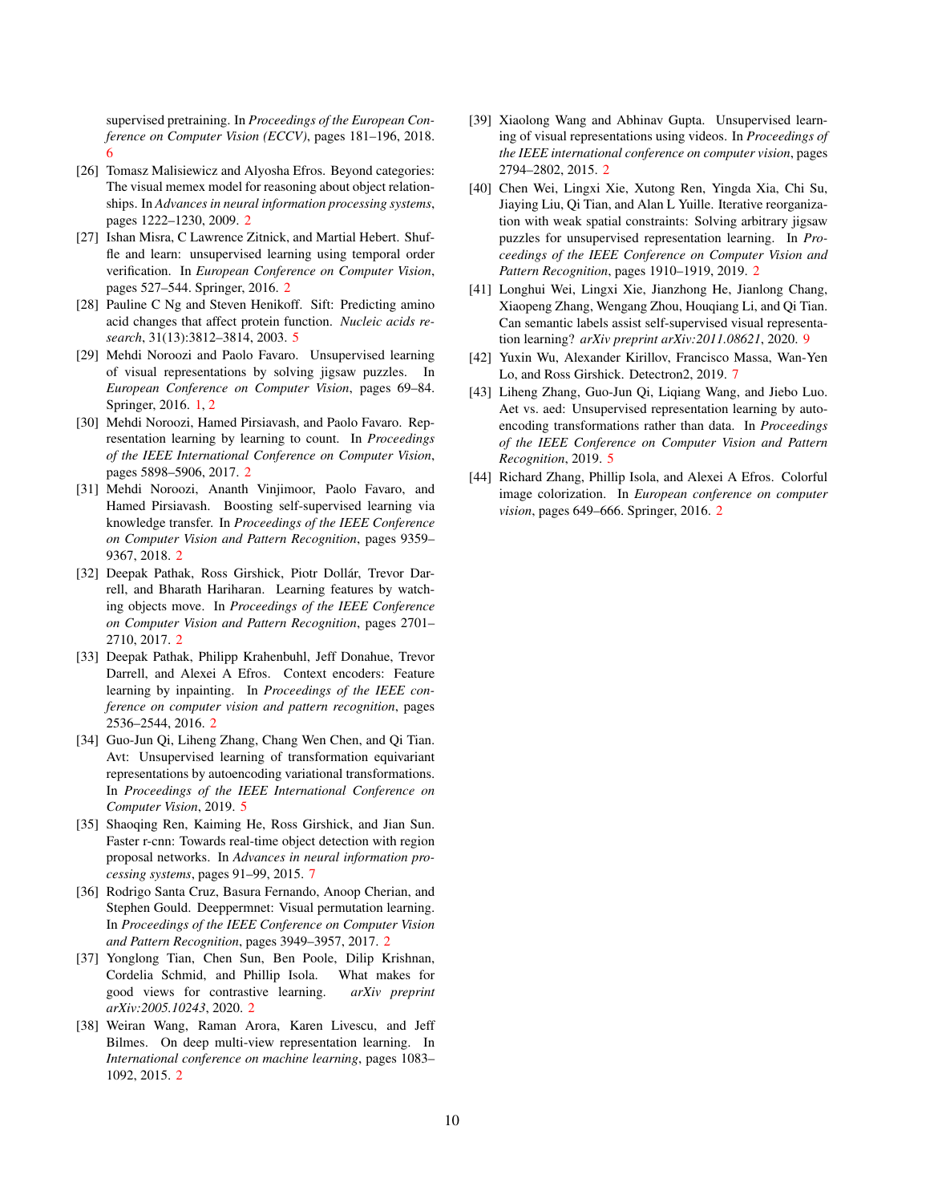supervised pretraining. In *Proceedings of the European Conference on Computer Vision (ECCV)*, pages 181–196, 2018. 6

[26] Tomasz Malisiewicz and Alyosha Efros. Beyond categories: The visual memex model for reasoning about object relationships. In *Advances in neural information processing systems*, pages 1222–1230, 2009. 2

[27] Ishan Misra, C Lawrence Zitnick, and Martial Hebert. Shuffle and learn: unsupervised learning using temporal order verification. In *European Conference on Computer Vision*, pages 527–544. Springer, 2016. 2

[28] Pauline C Ng and Steven Henikoff. Sift: Predicting amino acid changes that affect protein function. *Nucleic acids research*, 31(13):3812–3814, 2003. 5

[29] Mehdi Noroozi and Paolo Favaro. Unsupervised learning of visual representations by solving jigsaw puzzles. In *European Conference on Computer Vision*, pages 69–84. Springer, 2016. 1, 2

[30] Mehdi Noroozi, Hamed Pirsiavash, and Paolo Favaro. Representation learning by learning to count. In *Proceedings of the IEEE International Conference on Computer Vision*, pages 5898–5906, 2017. 2

[31] Mehdi Noroozi, Ananth Vinjimoor, Paolo Favaro, and Hamed Pirsiavash. Boosting self-supervised learning via knowledge transfer. In *Proceedings of the IEEE Conference on Computer Vision and Pattern Recognition*, pages 9359–9367, 2018. 2

[32] Deepak Pathak, Ross Girshick, Piotr Dollár, Trevor Darrell, and Bharath Hariharan. Learning features by watching objects move. In *Proceedings of the IEEE Conference on Computer Vision and Pattern Recognition*, pages 2701–2710, 2017. 2

[33] Deepak Pathak, Philipp Krahenbuhl, Jeff Donahue, Trevor Darrell, and Alexei A Efros. Context encoders: Feature learning by inpainting. In *Proceedings of the IEEE conference on computer vision and pattern recognition*, pages 2536–2544, 2016. 2

[34] Guo-Jun Qi, Liheng Zhang, Chang Wen Chen, and Qi Tian. Avt: Unsupervised learning of transformation equivariant representations by autoencoding variational transformations. In *Proceedings of the IEEE International Conference on Computer Vision*, 2019. 5

[35] Shaoqing Ren, Kaiming He, Ross Girshick, and Jian Sun. Faster r-cnn: Towards real-time object detection with region proposal networks. In *Advances in neural information processing systems*, pages 91–99, 2015. 7

[36] Rodrigo Santa Cruz, Basura Fernando, Anoop Cherian, and Stephen Gould. Deeppermnet: Visual permutation learning. In *Proceedings of the IEEE Conference on Computer Vision and Pattern Recognition*, pages 3949–3957, 2017. 2

[37] Yonglong Tian, Chen Sun, Ben Poole, Dilip Krishnan, Cordelia Schmid, and Phillip Isola. What makes for good views for contrastive learning. *arXiv preprint arXiv:2005.10243*, 2020. 2

[38] Weiran Wang, Raman Arora, Karen Livescu, and Jeff Bilmes. On deep multi-view representation learning. In *International conference on machine learning*, pages 1083–1092, 2015. 2

[39] Xiaolong Wang and Abhinav Gupta. Unsupervised learning of visual representations using videos. In *Proceedings of the IEEE international conference on computer vision*, pages 2794–2802, 2015. 2

[40] Chen Wei, Lingxi Xie, Xutong Ren, Yingda Xia, Chi Su, Jiaying Liu, Qi Tian, and Alan L Yuille. Iterative reorganization with weak spatial constraints: Solving arbitrary jigsaw puzzles for unsupervised representation learning. In *Proceedings of the IEEE Conference on Computer Vision and Pattern Recognition*, pages 1910–1919, 2019. 2

[41] Longhui Wei, Lingxi Xie, Jianzhong He, Jianlong Chang, Xiaopeng Zhang, Wengang Zhou, Houqiang Li, and Qi Tian. Can semantic labels assist self-supervised visual representation learning? *arXiv preprint arXiv:2011.08621*, 2020. 9

[42] Yuxin Wu, Alexander Kirillov, Francisco Massa, Wan-Yen Lo, and Ross Girshick. Detectron2, 2019. 7

[43] Liheng Zhang, Guo-Jun Qi, Liqiang Wang, and Jiebo Luo. Aet vs. aed: Unsupervised representation learning by auto-encoding transformations rather than data. In *Proceedings of the IEEE Conference on Computer Vision and Pattern Recognition*, 2019. 5

[44] Richard Zhang, Phillip Isola, and Alexei A Efros. Colorful image colorization. In *European conference on computer vision*, pages 649–666. Springer, 2016. 2